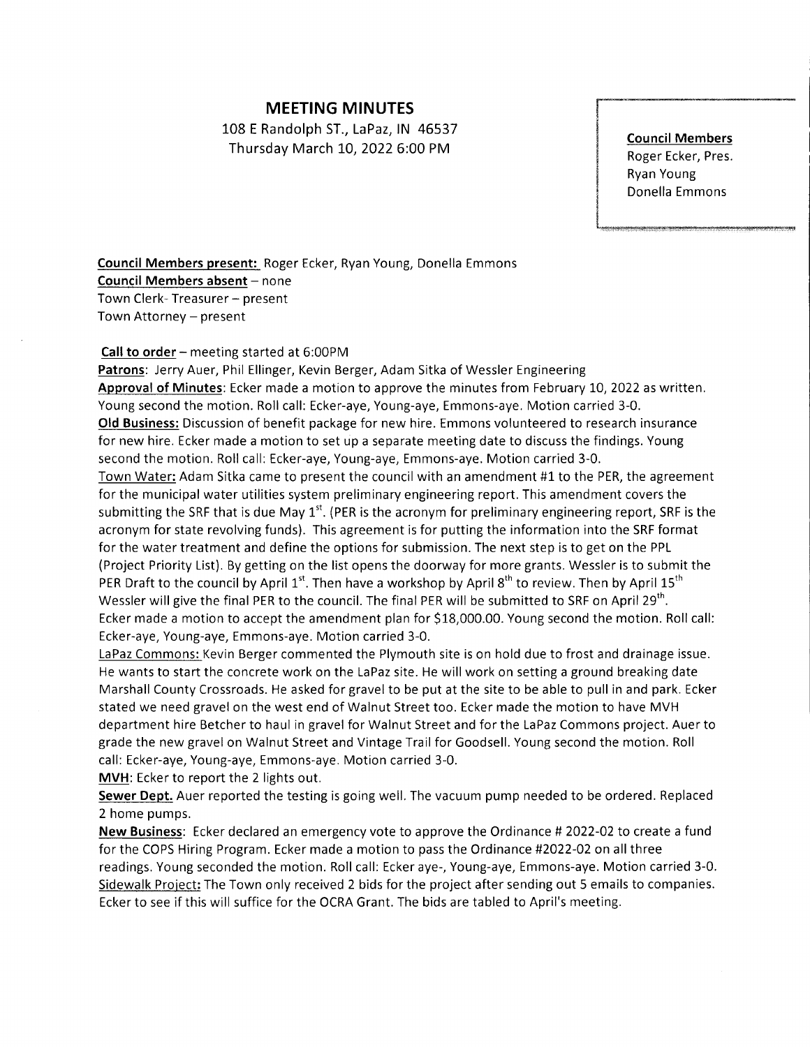# MEETING MINUTES

108 E Randolph ST., LaPaz, IN 46537
Thursday March 10, 2022 6:00 PM

**Council Members**
Roger Ecker, Pres.
Ryan Young
Donella Emmons

**Council Members present:** Roger Ecker, Ryan Young, Donella Emmons
**Council Members absent** – none
Town Clerk- Treasurer – present
Town Attorney – present

**Call to order** – meeting started at 6:00PM

**Patrons**: Jerry Auer, Phil Ellinger, Kevin Berger, Adam Sitka of Wessler Engineering

**Approval of Minutes**: Ecker made a motion to approve the minutes from February 10, 2022 as written. Young second the motion. Roll call: Ecker-aye, Young-aye, Emmons-aye. Motion carried 3-0.

**Old Business:** Discussion of benefit package for new hire. Emmons volunteered to research insurance for new hire. Ecker made a motion to set up a separate meeting date to discuss the findings. Young second the motion. Roll call: Ecker-aye, Young-aye, Emmons-aye. Motion carried 3-0.

Town Water: Adam Sitka came to present the council with an amendment #1 to the PER, the agreement for the municipal water utilities system preliminary engineering report. This amendment covers the submitting the SRF that is due May 1st. (PER is the acronym for preliminary engineering report, SRF is the acronym for state revolving funds). This agreement is for putting the information into the SRF format for the water treatment and define the options for submission. The next step is to get on the PPL (Project Priority List). By getting on the list opens the doorway for more grants. Wessler is to submit the PER Draft to the council by April 1st. Then have a workshop by April 8th to review. Then by April 15th Wessler will give the final PER to the council. The final PER will be submitted to SRF on April 29th. Ecker made a motion to accept the amendment plan for $18,000.00. Young second the motion. Roll call: Ecker-aye, Young-aye, Emmons-aye. Motion carried 3-0.

LaPaz Commons: Kevin Berger commented the Plymouth site is on hold due to frost and drainage issue. He wants to start the concrete work on the LaPaz site. He will work on setting a ground breaking date Marshall County Crossroads. He asked for gravel to be put at the site to be able to pull in and park. Ecker stated we need gravel on the west end of Walnut Street too. Ecker made the motion to have MVH department hire Betcher to haul in gravel for Walnut Street and for the LaPaz Commons project. Auer to grade the new gravel on Walnut Street and Vintage Trail for Goodsell. Young second the motion. Roll call: Ecker-aye, Young-aye, Emmons-aye. Motion carried 3-0.

**MVH**: Ecker to report the 2 lights out.

**Sewer Dept.** Auer reported the testing is going well. The vacuum pump needed to be ordered. Replaced 2 home pumps.

**New Business**: Ecker declared an emergency vote to approve the Ordinance # 2022-02 to create a fund for the COPS Hiring Program. Ecker made a motion to pass the Ordinance #2022-02 on all three readings. Young seconded the motion. Roll call: Ecker aye-, Young-aye, Emmons-aye. Motion carried 3-0.

Sidewalk Project: The Town only received 2 bids for the project after sending out 5 emails to companies. Ecker to see if this will suffice for the OCRA Grant. The bids are tabled to April's meeting.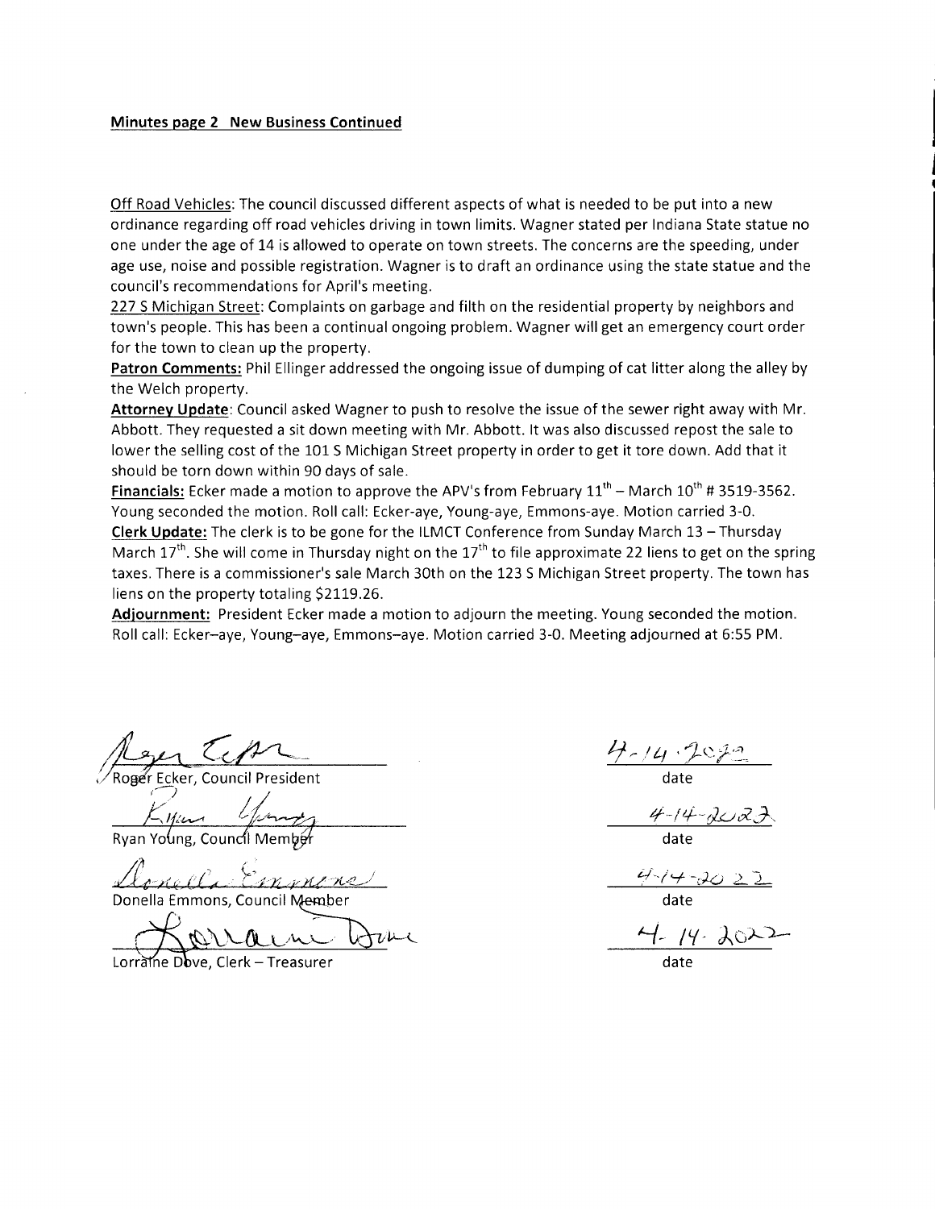**Minutes page 2 New Business Continued**

Off Road Vehicles: The council discussed different aspects of what is needed to be put into a new ordinance regarding off road vehicles driving in town limits. Wagner stated per Indiana State statue no one under the age of 14 is allowed to operate on town streets. The concerns are the speeding, under age use, noise and possible registration. Wagner is to draft an ordinance using the state statue and the council's recommendations for April's meeting.

227 S Michigan Street: Complaints on garbage and filth on the residential property by neighbors and town's people. This has been a continual ongoing problem. Wagner will get an emergency court order for the town to clean up the property.

**Patron Comments:** Phil Ellinger addressed the ongoing issue of dumping of cat litter along the alley by the Welch property.

**Attorney Update**: Council asked Wagner to push to resolve the issue of the sewer right away with Mr. Abbott. They requested a sit down meeting with Mr. Abbott. It was also discussed repost the sale to lower the selling cost of the 101 S Michigan Street property in order to get it tore down. Add that it should be torn down within 90 days of sale.

**Financials:** Ecker made a motion to approve the APV's from February 11th – March 10th # 3519-3562. Young seconded the motion. Roll call: Ecker-aye, Young-aye, Emmons-aye. Motion carried 3-0.

**Clerk Update:** The clerk is to be gone for the ILMCT Conference from Sunday March 13 – Thursday March 17th. She will come in Thursday night on the 17th to file approximate 22 liens to get on the spring taxes. There is a commissioner's sale March 30th on the 123 S Michigan Street property. The town has liens on the property totaling $2119.26.

**Adjournment:** President Ecker made a motion to adjourn the meeting. Young seconded the motion. Roll call: Ecker–aye, Young–aye, Emmons–aye. Motion carried 3-0. Meeting adjourned at 6:55 PM.

Roger Ecker, Council President — date: 4-14-2022

Ryan Young, Council Member — date: 4-14-2022

Donella Emmons, Council Member — date: 4-14-2022

Lorraine Dove, Clerk – Treasurer — date: 4-14-2022